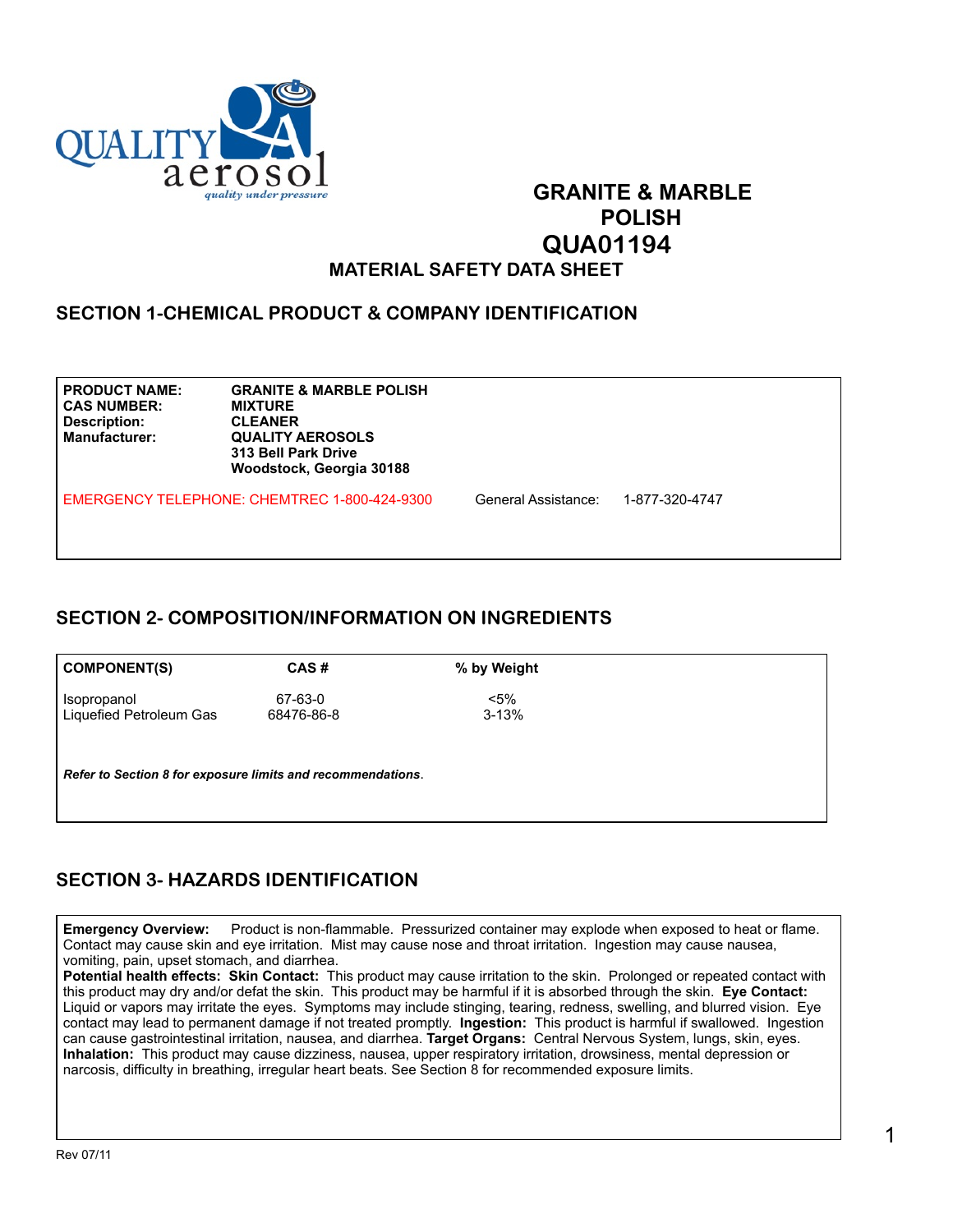QUALITY aerosol
*quality under pressure*

# GRANITE & MARBLE POLISH
# QUA01194

## MATERIAL SAFETY DATA SHEET

## SECTION 1-CHEMICAL PRODUCT & COMPANY IDENTIFICATION

| | |
|---|---|
| **PRODUCT NAME:** | **GRANITE & MARBLE POLISH** |
| **CAS NUMBER:** | **MIXTURE** |
| **Description:** | **CLEANER** |
| **Manufacturer:** | **QUALITY AEROSOLS**<br>**313 Bell Park Drive**<br>**Woodstock, Georgia 30188** |

EMERGENCY TELEPHONE: CHEMTREC 1-800-424-9300 General Assistance: 1-877-320-4747

## SECTION 2- COMPOSITION/INFORMATION ON INGREDIENTS

| COMPONENT(S) | CAS # | % by Weight |
|---|---|---|
| Isopropanol | 67-63-0 | <5% |
| Liquefied Petroleum Gas | 68476-86-8 | 3-13% |

***Refer to Section 8 for exposure limits and recommendations***.

## SECTION 3- HAZARDS IDENTIFICATION

**Emergency Overview:** Product is non-flammable. Pressurized container may explode when exposed to heat or flame. Contact may cause skin and eye irritation. Mist may cause nose and throat irritation. Ingestion may cause nausea, vomiting, pain, upset stomach, and diarrhea.
**Potential health effects: Skin Contact:** This product may cause irritation to the skin. Prolonged or repeated contact with this product may dry and/or defat the skin. This product may be harmful if it is absorbed through the skin. **Eye Contact:** Liquid or vapors may irritate the eyes. Symptoms may include stinging, tearing, redness, swelling, and blurred vision. Eye contact may lead to permanent damage if not treated promptly. **Ingestion:** This product is harmful if swallowed. Ingestion can cause gastrointestinal irritation, nausea, and diarrhea. **Target Organs:** Central Nervous System, lungs, skin, eyes. **Inhalation:** This product may cause dizziness, nausea, upper respiratory irritation, drowsiness, mental depression or narcosis, difficulty in breathing, irregular heart beats. See Section 8 for recommended exposure limits.

Rev 07/11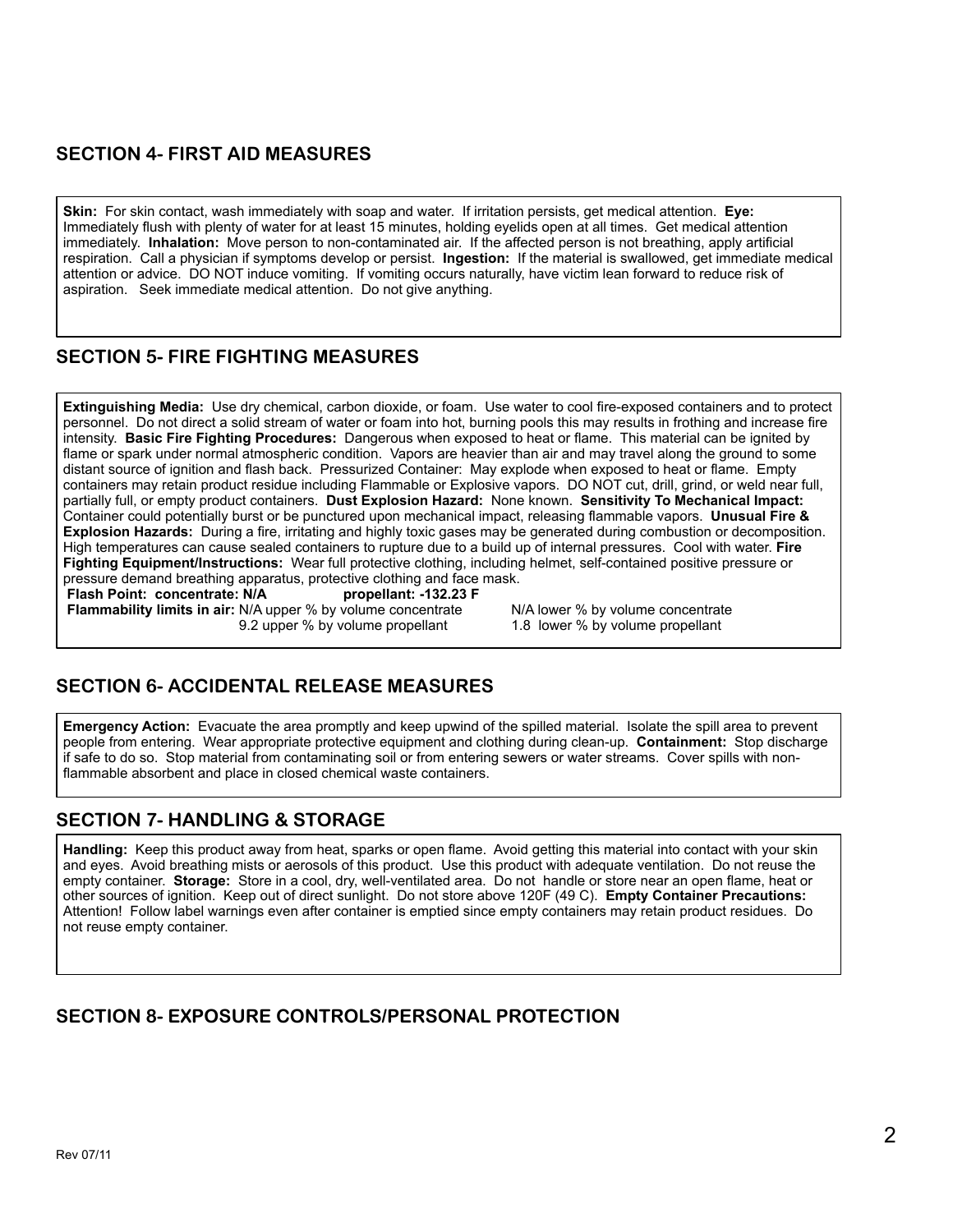## SECTION 4- FIRST AID MEASURES

**Skin:** For skin contact, wash immediately with soap and water. If irritation persists, get medical attention. **Eye:** Immediately flush with plenty of water for at least 15 minutes, holding eyelids open at all times. Get medical attention immediately. **Inhalation:** Move person to non-contaminated air. If the affected person is not breathing, apply artificial respiration. Call a physician if symptoms develop or persist. **Ingestion:** If the material is swallowed, get immediate medical attention or advice. DO NOT induce vomiting. If vomiting occurs naturally, have victim lean forward to reduce risk of aspiration. Seek immediate medical attention. Do not give anything.

## SECTION 5- FIRE FIGHTING MEASURES

**Extinguishing Media:** Use dry chemical, carbon dioxide, or foam. Use water to cool fire-exposed containers and to protect personnel. Do not direct a solid stream of water or foam into hot, burning pools this may results in frothing and increase fire intensity. **Basic Fire Fighting Procedures:** Dangerous when exposed to heat or flame. This material can be ignited by flame or spark under normal atmospheric condition. Vapors are heavier than air and may travel along the ground to some distant source of ignition and flash back. Pressurized Container: May explode when exposed to heat or flame. Empty containers may retain product residue including Flammable or Explosive vapors. DO NOT cut, drill, grind, or weld near full, partially full, or empty product containers. **Dust Explosion Hazard:** None known. **Sensitivity To Mechanical Impact:** Container could potentially burst or be punctured upon mechanical impact, releasing flammable vapors. **Unusual Fire & Explosion Hazards:** During a fire, irritating and highly toxic gases may be generated during combustion or decomposition. High temperatures can cause sealed containers to rupture due to a build up of internal pressures. Cool with water. **Fire Fighting Equipment/Instructions:** Wear full protective clothing, including helmet, self-contained positive pressure or pressure demand breathing apparatus, protective clothing and face mask.

**Flash Point: concentrate: N/A** **propellant: -132.23 F**

**Flammability limits in air:** N/A upper % by volume concentrate N/A lower % by volume concentrate
9.2 upper % by volume propellant 1.8 lower % by volume propellant

## SECTION 6- ACCIDENTAL RELEASE MEASURES

**Emergency Action:** Evacuate the area promptly and keep upwind of the spilled material. Isolate the spill area to prevent people from entering. Wear appropriate protective equipment and clothing during clean-up. **Containment:** Stop discharge if safe to do so. Stop material from contaminating soil or from entering sewers or water streams. Cover spills with non-flammable absorbent and place in closed chemical waste containers.

## SECTION 7- HANDLING & STORAGE

**Handling:** Keep this product away from heat, sparks or open flame. Avoid getting this material into contact with your skin and eyes. Avoid breathing mists or aerosols of this product. Use this product with adequate ventilation. Do not reuse the empty container. **Storage:** Store in a cool, dry, well-ventilated area. Do not handle or store near an open flame, heat or other sources of ignition. Keep out of direct sunlight. Do not store above 120F (49 C). **Empty Container Precautions:** Attention! Follow label warnings even after container is emptied since empty containers may retain product residues. Do not reuse empty container.

## SECTION 8- EXPOSURE CONTROLS/PERSONAL PROTECTION

Rev 07/11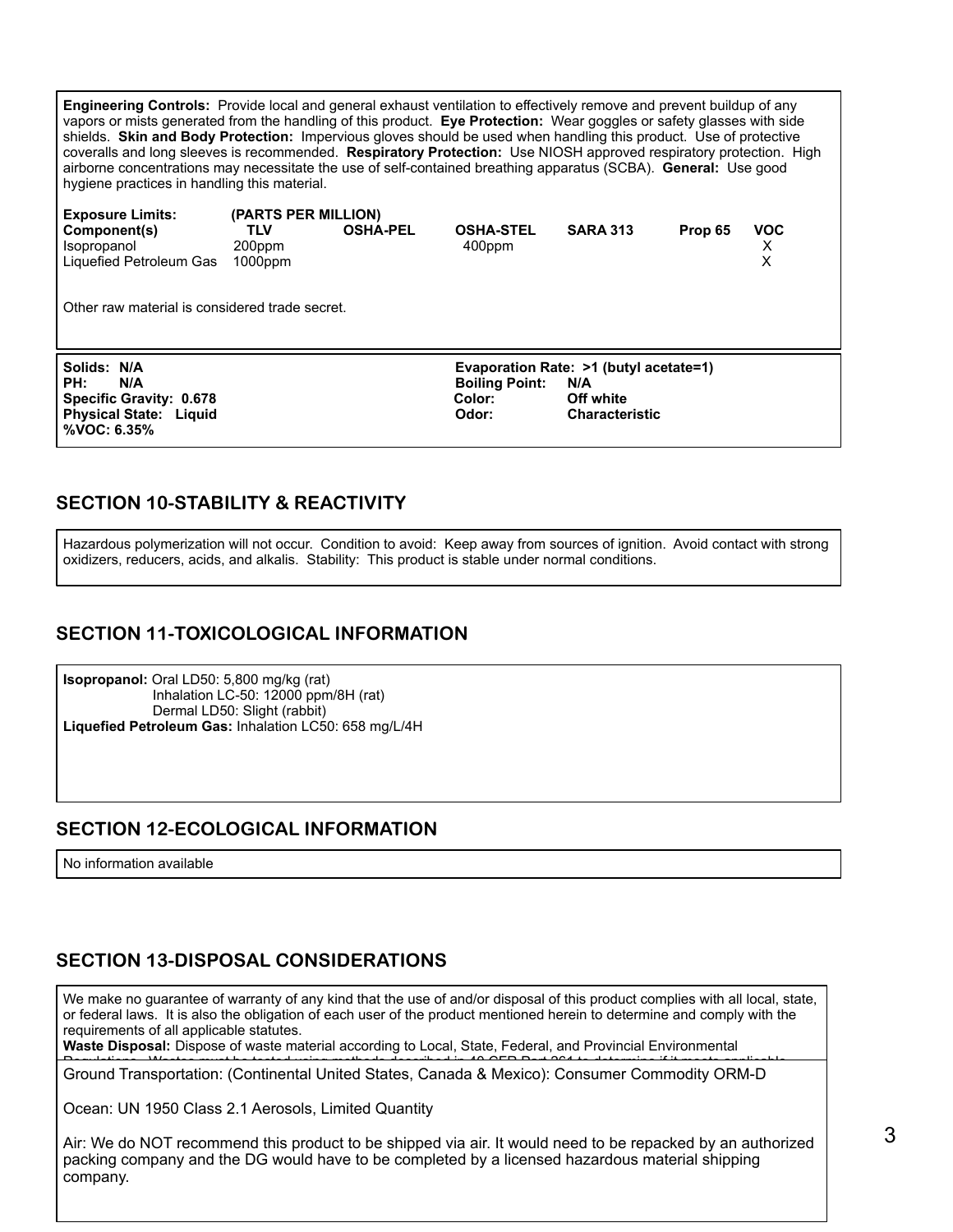**Engineering Controls:** Provide local and general exhaust ventilation to effectively remove and prevent buildup of any vapors or mists generated from the handling of this product. **Eye Protection:** Wear goggles or safety glasses with side shields. **Skin and Body Protection:** Impervious gloves should be used when handling this product. Use of protective coveralls and long sleeves is recommended. **Respiratory Protection:** Use NIOSH approved respiratory protection. High airborne concentrations may necessitate the use of self-contained breathing apparatus (SCBA). **General:** Use good hygiene practices in handling this material.

**Exposure Limits:** **(PARTS PER MILLION)**

| Component(s) | TLV | OSHA-PEL | OSHA-STEL | SARA 313 | Prop 65 | VOC |
|---|---|---|---|---|---|---|
| Isopropanol | 200ppm | | 400ppm | | | X |
| Liquefied Petroleum Gas | 1000ppm | | | | | X |

Other raw material is considered trade secret.

**Solids: N/A**
**PH: N/A**
**Specific Gravity: 0.678**
**Physical State: Liquid**
**%VOC: 6.35%**
**Evaporation Rate: >1 (butyl acetate=1)**
**Boiling Point: N/A**
**Color: Off white**
**Odor: Characteristic**

## SECTION 10-STABILITY & REACTIVITY

Hazardous polymerization will not occur. Condition to avoid: Keep away from sources of ignition. Avoid contact with strong oxidizers, reducers, acids, and alkalis. Stability: This product is stable under normal conditions.

## SECTION 11-TOXICOLOGICAL INFORMATION

**Isopropanol:** Oral LD50: 5,800 mg/kg (rat)
Inhalation LC-50: 12000 ppm/8H (rat)
Dermal LD50: Slight (rabbit)
**Liquefied Petroleum Gas:** Inhalation LC50: 658 mg/L/4H

## SECTION 12-ECOLOGICAL INFORMATION

No information available

## SECTION 13-DISPOSAL CONSIDERATIONS

We make no guarantee of warranty of any kind that the use of and/or disposal of this product complies with all local, state, or federal laws. It is also the obligation of each user of the product mentioned herein to determine and comply with the requirements of all applicable statutes.
**Waste Disposal:** Dispose of waste material according to Local, State, Federal, and Provincial Environmental

Ground Transportation: (Continental United States, Canada & Mexico): Consumer Commodity ORM-D

Ocean: UN 1950 Class 2.1 Aerosols, Limited Quantity

Air: We do NOT recommend this product to be shipped via air. It would need to be repacked by an authorized packing company and the DG would have to be completed by a licensed hazardous material shipping company.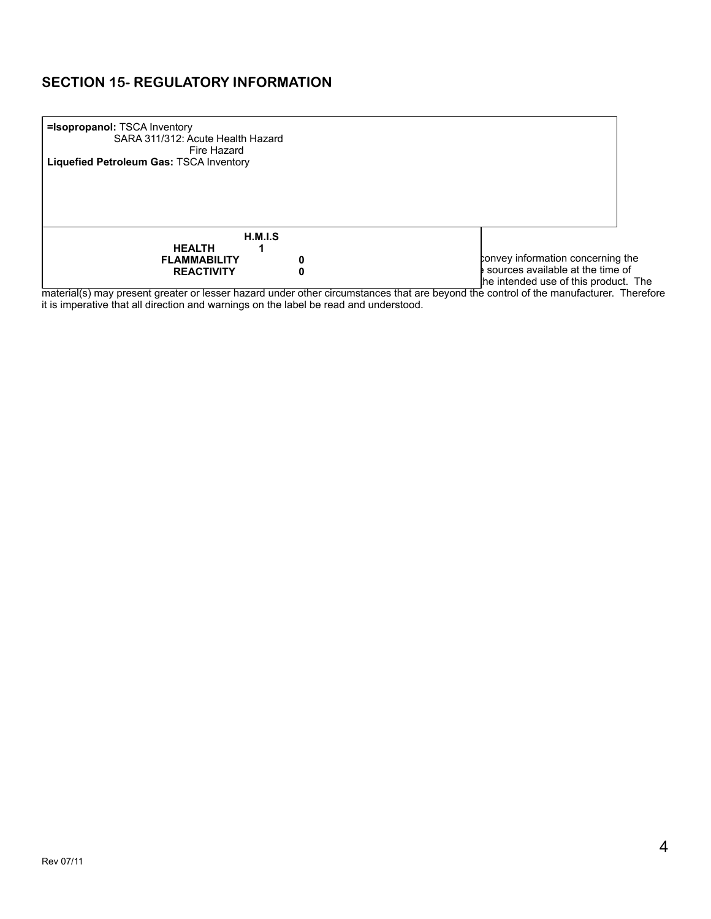## SECTION 15- REGULATORY INFORMATION

**=Isopropanol:** TSCA Inventory
SARA 311/312: Acute Health Hazard
Fire Hazard
**Liquefied Petroleum Gas:** TSCA Inventory

| **H.M.I.S** | |
|---|---|
| **HEALTH** | **1** |
| **FLAMMABILITY** | **0** |
| **REACTIVITY** | **0** |

convey information concerning the sources available at the time of the intended use of this product. The material(s) may present greater or lesser hazard under other circumstances that are beyond the control of the manufacturer. Therefore it is imperative that all direction and warnings on the label be read and understood.

Rev 07/11